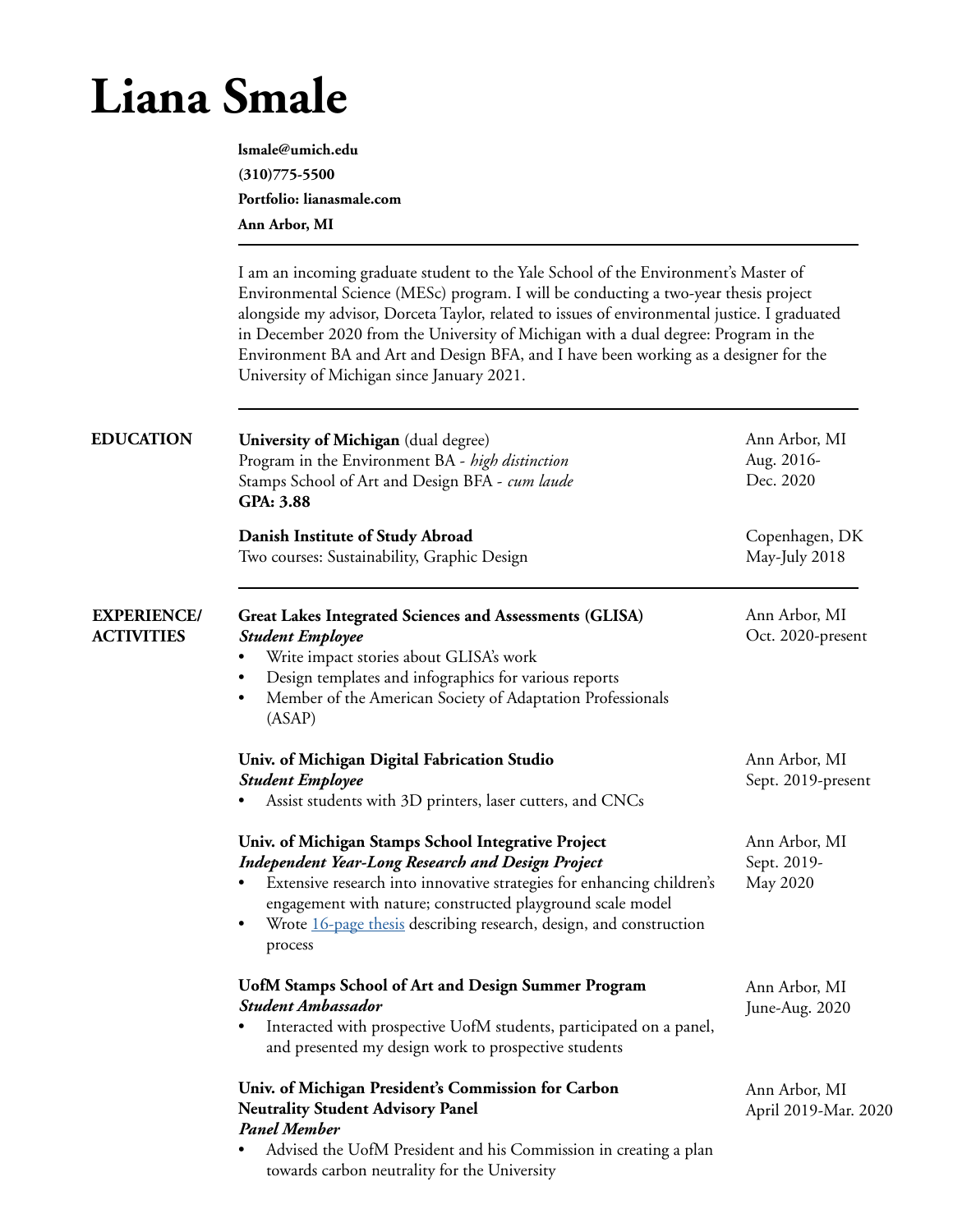# Liana Smale

**lsmale@umich.edu**
**(310)775-5500**
**Portfolio: lianasmale.com**
**Ann Arbor, MI**

---

I am an incoming graduate student to the Yale School of the Environment's Master of Environmental Science (MESc) program. I will be conducting a two-year thesis project alongside my advisor, Dorceta Taylor, related to issues of environmental justice. I graduated in December 2020 from the University of Michigan with a dual degree: Program in the Environment BA and Art and Design BFA, and I have been working as a designer for the University of Michigan since January 2021.

---

## EDUCATION

**University of Michigan** (dual degree) — Ann Arbor, MI, Aug. 2016-Dec. 2020
Program in the Environment BA - *high distinction*
Stamps School of Art and Design BFA - *cum laude*
**GPA: 3.88**

**Danish Institute of Study Abroad** — Copenhagen, DK, May-July 2018
Two courses: Sustainability, Graphic Design

---

## EXPERIENCE/ ACTIVITIES

**Great Lakes Integrated Sciences and Assessments (GLISA)** — Ann Arbor, MI, Oct. 2020-present
***Student Employee***
- Write impact stories about GLISA's work
- Design templates and infographics for various reports
- Member of the American Society of Adaptation Professionals (ASAP)

**Univ. of Michigan Digital Fabrication Studio** — Ann Arbor, MI, Sept. 2019-present
***Student Employee***
- Assist students with 3D printers, laser cutters, and CNCs

**Univ. of Michigan Stamps School Integrative Project** — Ann Arbor, MI, Sept. 2019-May 2020
***Independent Year-Long Research and Design Project***
- Extensive research into innovative strategies for enhancing children's engagement with nature; constructed playground scale model
- Wrote 16-page thesis describing research, design, and construction process

**UofM Stamps School of Art and Design Summer Program** — Ann Arbor, MI, June-Aug. 2020
***Student Ambassador***
- Interacted with prospective UofM students, participated on a panel, and presented my design work to prospective students

**Univ. of Michigan President's Commission for Carbon Neutrality Student Advisory Panel** — Ann Arbor, MI, April 2019-Mar. 2020
***Panel Member***
- Advised the UofM President and his Commission in creating a plan towards carbon neutrality for the University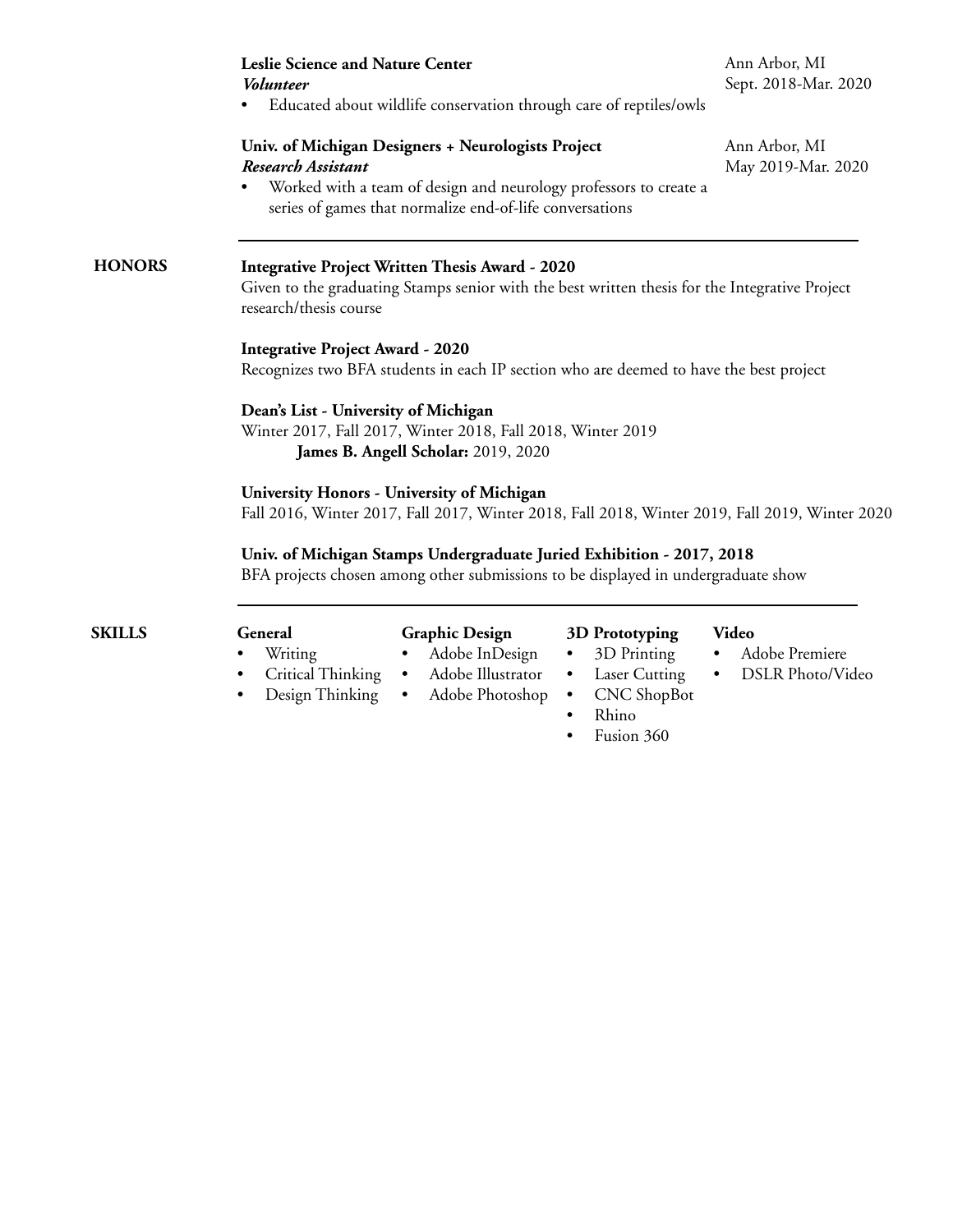**Leslie Science and Nature Center** — Ann Arbor, MI
***Volunteer*** — Sept. 2018-Mar. 2020

- Educated about wildlife conservation through care of reptiles/owls

**Univ. of Michigan Designers + Neurologists Project** — Ann Arbor, MI
***Research Assistant*** — May 2019-Mar. 2020

- Worked with a team of design and neurology professors to create a series of games that normalize end-of-life conversations

## HONORS

**Integrative Project Written Thesis Award - 2020**
Given to the graduating Stamps senior with the best written thesis for the Integrative Project research/thesis course

**Integrative Project Award - 2020**
Recognizes two BFA students in each IP section who are deemed to have the best project

**Dean's List - University of Michigan**
Winter 2017, Fall 2017, Winter 2018, Fall 2018, Winter 2019
**James B. Angell Scholar:** 2019, 2020

**University Honors - University of Michigan**
Fall 2016, Winter 2017, Fall 2017, Winter 2018, Fall 2018, Winter 2019, Fall 2019, Winter 2020

**Univ. of Michigan Stamps Undergraduate Juried Exhibition - 2017, 2018**
BFA projects chosen among other submissions to be displayed in undergraduate show

## SKILLS

**General**
- Writing
- Critical Thinking
- Design Thinking

**Graphic Design**
- Adobe InDesign
- Adobe Illustrator
- Adobe Photoshop

**3D Prototyping**
- 3D Printing
- Laser Cutting
- CNC ShopBot
- Rhino
- Fusion 360

**Video**
- Adobe Premiere
- DSLR Photo/Video